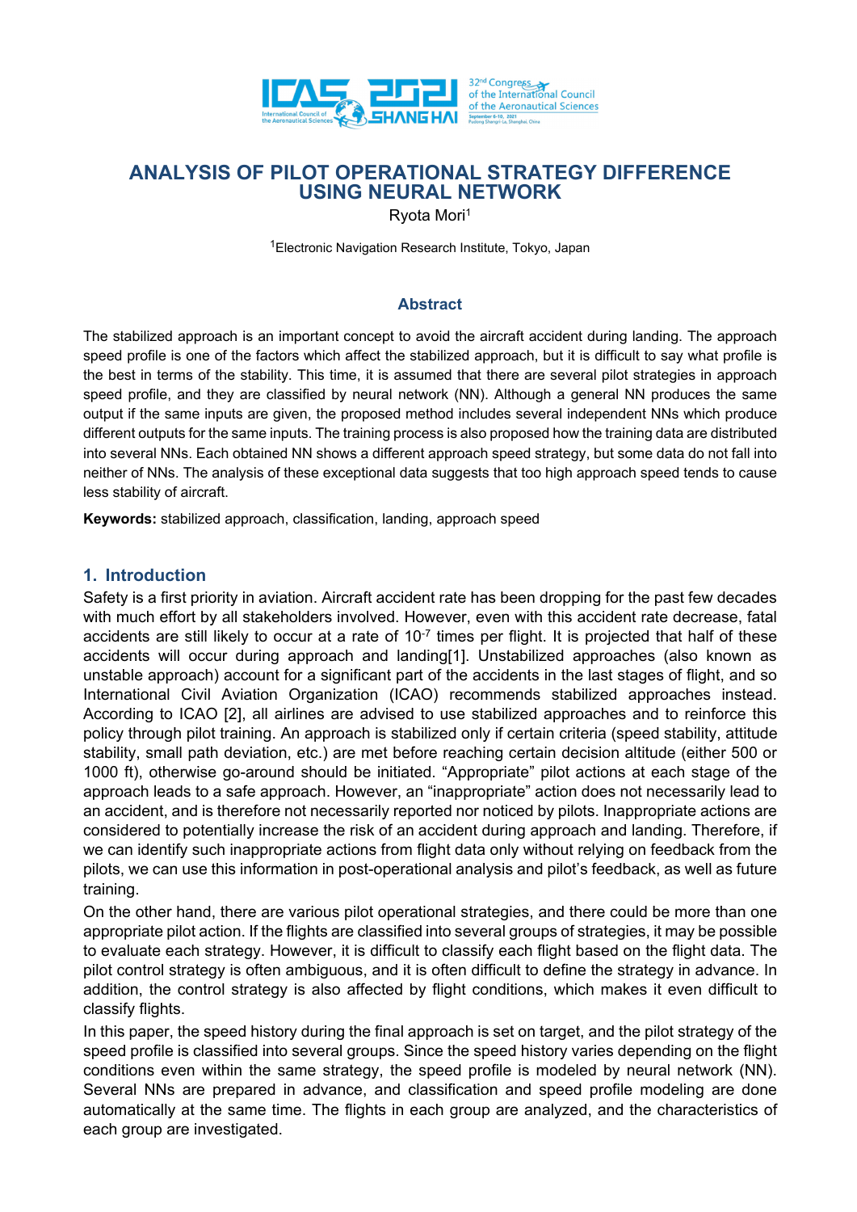# ANALYSIS OF PILOT OPERATIONAL STRATEGY DIFFERENCE USING NEURAL NETWORK

Ryota Mori[1]

[1]Electronic Navigation Research Institute, Tokyo, Japan

## Abstract

The stabilized approach is an important concept to avoid the aircraft accident during landing. The approach speed profile is one of the factors which affect the stabilized approach, but it is difficult to say what profile is the best in terms of the stability. This time, it is assumed that there are several pilot strategies in approach speed profile, and they are classified by neural network (NN). Although a general NN produces the same output if the same inputs are given, the proposed method includes several independent NNs which produce different outputs for the same inputs. The training process is also proposed how the training data are distributed into several NNs. Each obtained NN shows a different approach speed strategy, but some data do not fall into neither of NNs. The analysis of these exceptional data suggests that too high approach speed tends to cause less stability of aircraft.

**Keywords:** stabilized approach, classification, landing, approach speed

## 1. Introduction

Safety is a first priority in aviation. Aircraft accident rate has been dropping for the past few decades with much effort by all stakeholders involved. However, even with this accident rate decrease, fatal accidents are still likely to occur at a rate of $10^{-7}$ times per flight. It is projected that half of these accidents will occur during approach and landing[1]. Unstabilized approaches (also known as unstable approach) account for a significant part of the accidents in the last stages of flight, and so International Civil Aviation Organization (ICAO) recommends stabilized approaches instead. According to ICAO [2], all airlines are advised to use stabilized approaches and to reinforce this policy through pilot training. An approach is stabilized only if certain criteria (speed stability, attitude stability, small path deviation, etc.) are met before reaching certain decision altitude (either 500 or 1000 ft), otherwise go-around should be initiated. "Appropriate" pilot actions at each stage of the approach leads to a safe approach. However, an "inappropriate" action does not necessarily lead to an accident, and is therefore not necessarily reported nor noticed by pilots. Inappropriate actions are considered to potentially increase the risk of an accident during approach and landing. Therefore, if we can identify such inappropriate actions from flight data only without relying on feedback from the pilots, we can use this information in post-operational analysis and pilot's feedback, as well as future training.

On the other hand, there are various pilot operational strategies, and there could be more than one appropriate pilot action. If the flights are classified into several groups of strategies, it may be possible to evaluate each strategy. However, it is difficult to classify each flight based on the flight data. The pilot control strategy is often ambiguous, and it is often difficult to define the strategy in advance. In addition, the control strategy is also affected by flight conditions, which makes it even difficult to classify flights.

In this paper, the speed history during the final approach is set on target, and the pilot strategy of the speed profile is classified into several groups. Since the speed history varies depending on the flight conditions even within the same strategy, the speed profile is modeled by neural network (NN). Several NNs are prepared in advance, and classification and speed profile modeling are done automatically at the same time. The flights in each group are analyzed, and the characteristics of each group are investigated.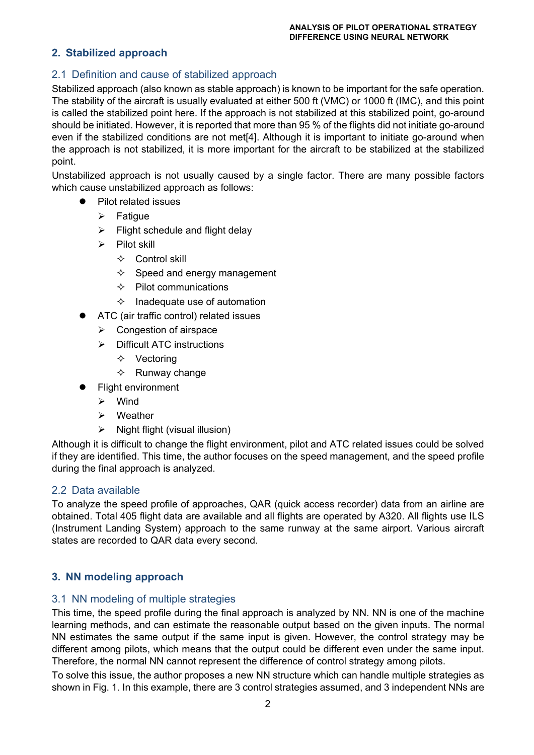## 2. Stabilized approach

### 2.1 Definition and cause of stabilized approach

Stabilized approach (also known as stable approach) is known to be important for the safe operation. The stability of the aircraft is usually evaluated at either 500 ft (VMC) or 1000 ft (IMC), and this point is called the stabilized point here. If the approach is not stabilized at this stabilized point, go-around should be initiated. However, it is reported that more than 95 % of the flights did not initiate go-around even if the stabilized conditions are not met[4]. Although it is important to initiate go-around when the approach is not stabilized, it is more important for the aircraft to be stabilized at the stabilized point.

Unstabilized approach is not usually caused by a single factor. There are many possible factors which cause unstabilized approach as follows:

- Pilot related issues
  - Fatigue
  - Flight schedule and flight delay
  - Pilot skill
    - Control skill
    - Speed and energy management
    - Pilot communications
    - Inadequate use of automation
- ATC (air traffic control) related issues
  - Congestion of airspace
  - Difficult ATC instructions
    - Vectoring
    - Runway change
- Flight environment
  - Wind
  - Weather
  - Night flight (visual illusion)

Although it is difficult to change the flight environment, pilot and ATC related issues could be solved if they are identified. This time, the author focuses on the speed management, and the speed profile during the final approach is analyzed.

### 2.2 Data available

To analyze the speed profile of approaches, QAR (quick access recorder) data from an airline are obtained. Total 405 flight data are available and all flights are operated by A320. All flights use ILS (Instrument Landing System) approach to the same runway at the same airport. Various aircraft states are recorded to QAR data every second.

## 3. NN modeling approach

### 3.1 NN modeling of multiple strategies

This time, the speed profile during the final approach is analyzed by NN. NN is one of the machine learning methods, and can estimate the reasonable output based on the given inputs. The normal NN estimates the same output if the same input is given. However, the control strategy may be different among pilots, which means that the output could be different even under the same input. Therefore, the normal NN cannot represent the difference of control strategy among pilots.

To solve this issue, the author proposes a new NN structure which can handle multiple strategies as shown in Fig. 1. In this example, there are 3 control strategies assumed, and 3 independent NNs are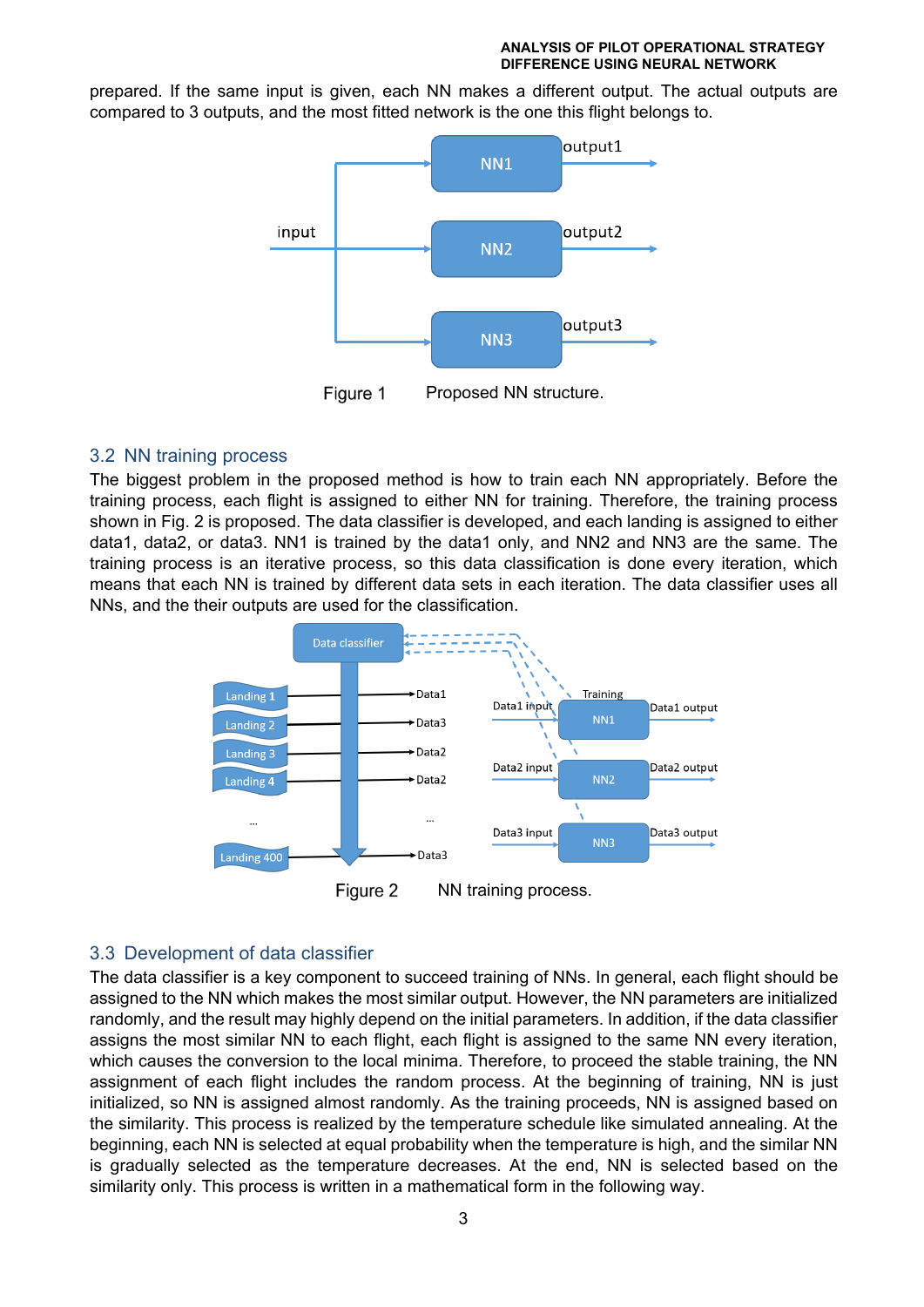prepared. If the same input is given, each NN makes a different output. The actual outputs are compared to 3 outputs, and the most fitted network is the one this flight belongs to.

Figure 1 Proposed NN structure.

## 3.2 NN training process

The biggest problem in the proposed method is how to train each NN appropriately. Before the training process, each flight is assigned to either NN for training. Therefore, the training process shown in Fig. 2 is proposed. The data classifier is developed, and each landing is assigned to either data1, data2, or data3. NN1 is trained by the data1 only, and NN2 and NN3 are the same. The training process is an iterative process, so this data classification is done every iteration, which means that each NN is trained by different data sets in each iteration. The data classifier uses all NNs, and the their outputs are used for the classification.

Figure 2 NN training process.

## 3.3 Development of data classifier

The data classifier is a key component to succeed training of NNs. In general, each flight should be assigned to the NN which makes the most similar output. However, the NN parameters are initialized randomly, and the result may highly depend on the initial parameters. In addition, if the data classifier assigns the most similar NN to each flight, each flight is assigned to the same NN every iteration, which causes the conversion to the local minima. Therefore, to proceed the stable training, the NN assignment of each flight includes the random process. At the beginning of training, NN is just initialized, so NN is assigned almost randomly. As the training proceeds, NN is assigned based on the similarity. This process is realized by the temperature schedule like simulated annealing. At the beginning, each NN is selected at equal probability when the temperature is high, and the similar NN is gradually selected as the temperature decreases. At the end, NN is selected based on the similarity only. This process is written in a mathematical form in the following way.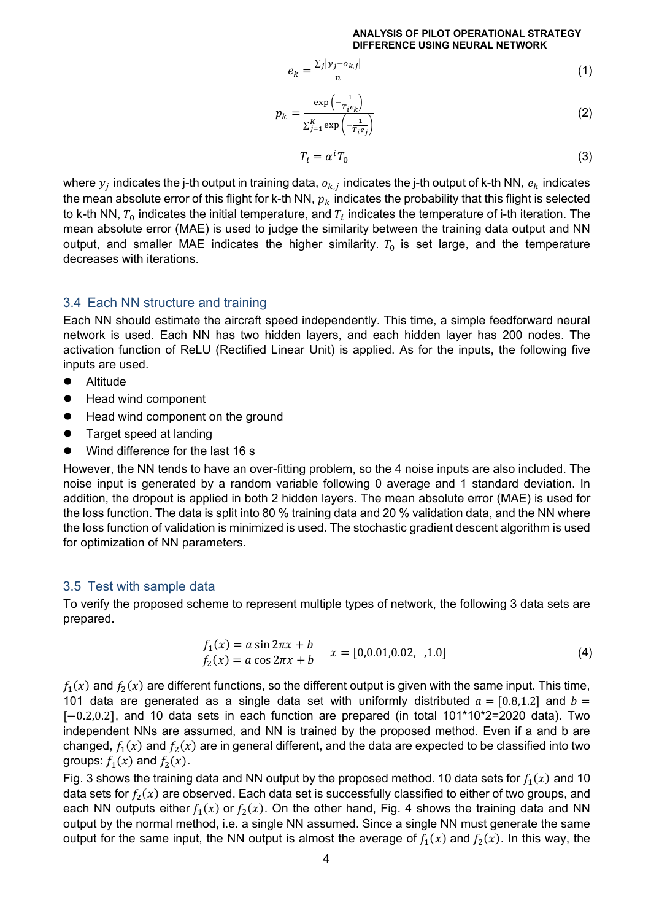$$e_k = \frac{\sum_j |y_j - o_{k,j}|}{n} \tag{1}$$

$$p_k = \frac{\exp\left(-\frac{1}{T_i e_k}\right)}{\sum_{j=1}^{K} \exp\left(-\frac{1}{T_i e_j}\right)} \tag{2}$$

$$T_i = \alpha^i T_0 \tag{3}$$

where $y_j$ indicates the j-th output in training data, $o_{k,j}$ indicates the j-th output of k-th NN, $e_k$ indicates the mean absolute error of this flight for k-th NN, $p_k$ indicates the probability that this flight is selected to k-th NN, $T_0$ indicates the initial temperature, and $T_i$ indicates the temperature of i-th iteration. The mean absolute error (MAE) is used to judge the similarity between the training data output and NN output, and smaller MAE indicates the higher similarity. $T_0$ is set large, and the temperature decreases with iterations.

## 3.4 Each NN structure and training

Each NN should estimate the aircraft speed independently. This time, a simple feedforward neural network is used. Each NN has two hidden layers, and each hidden layer has 200 nodes. The activation function of ReLU (Rectified Linear Unit) is applied. As for the inputs, the following five inputs are used.

- Altitude
- Head wind component
- Head wind component on the ground
- Target speed at landing
- Wind difference for the last 16 s

However, the NN tends to have an over-fitting problem, so the 4 noise inputs are also included. The noise input is generated by a random variable following 0 average and 1 standard deviation. In addition, the dropout is applied in both 2 hidden layers. The mean absolute error (MAE) is used for the loss function. The data is split into 80 % training data and 20 % validation data, and the NN where the loss function of validation is minimized is used. The stochastic gradient descent algorithm is used for optimization of NN parameters.

## 3.5 Test with sample data

To verify the proposed scheme to represent multiple types of network, the following 3 data sets are prepared.

$$\begin{aligned} f_1(x) &= a \sin 2\pi x + b \\ f_2(x) &= a \cos 2\pi x + b \end{aligned} \qquad x = [0, 0.01, 0.02, \ \ , 1.0] \tag{4}$$

$f_1(x)$ and $f_2(x)$ are different functions, so the different output is given with the same input. This time, 101 data are generated as a single data set with uniformly distributed $a = [0.8, 1.2]$ and $b = [-0.2, 0.2]$, and 10 data sets in each function are prepared (in total 101\*10\*2=2020 data). Two independent NNs are assumed, and NN is trained by the proposed method. Even if a and b are changed, $f_1(x)$ and $f_2(x)$ are in general different, and the data are expected to be classified into two groups: $f_1(x)$ and $f_2(x)$.

Fig. 3 shows the training data and NN output by the proposed method. 10 data sets for $f_1(x)$ and 10 data sets for $f_2(x)$ are observed. Each data set is successfully classified to either of two groups, and each NN outputs either $f_1(x)$ or $f_2(x)$. On the other hand, Fig. 4 shows the training data and NN output by the normal method, i.e. a single NN assumed. Since a single NN must generate the same output for the same input, the NN output is almost the average of $f_1(x)$ and $f_2(x)$. In this way, the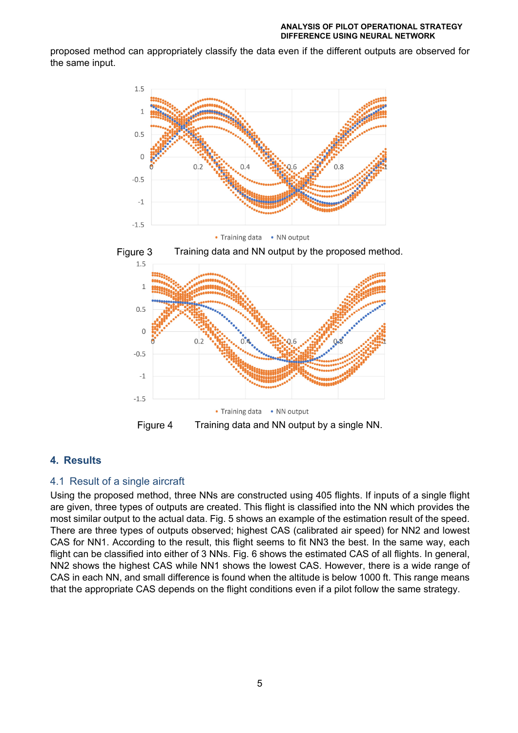proposed method can appropriately classify the data even if the different outputs are observed for the same input.

Figure 3 Training data and NN output by the proposed method.

Figure 4 Training data and NN output by a single NN.

## 4. Results

### 4.1 Result of a single aircraft

Using the proposed method, three NNs are constructed using 405 flights. If inputs of a single flight are given, three types of outputs are created. This flight is classified into the NN which provides the most similar output to the actual data. Fig. 5 shows an example of the estimation result of the speed. There are three types of outputs observed; highest CAS (calibrated air speed) for NN2 and lowest CAS for NN1. According to the result, this flight seems to fit NN3 the best. In the same way, each flight can be classified into either of 3 NNs. Fig. 6 shows the estimated CAS of all flights. In general, NN2 shows the highest CAS while NN1 shows the lowest CAS. However, there is a wide range of CAS in each NN, and small difference is found when the altitude is below 1000 ft. This range means that the appropriate CAS depends on the flight conditions even if a pilot follow the same strategy.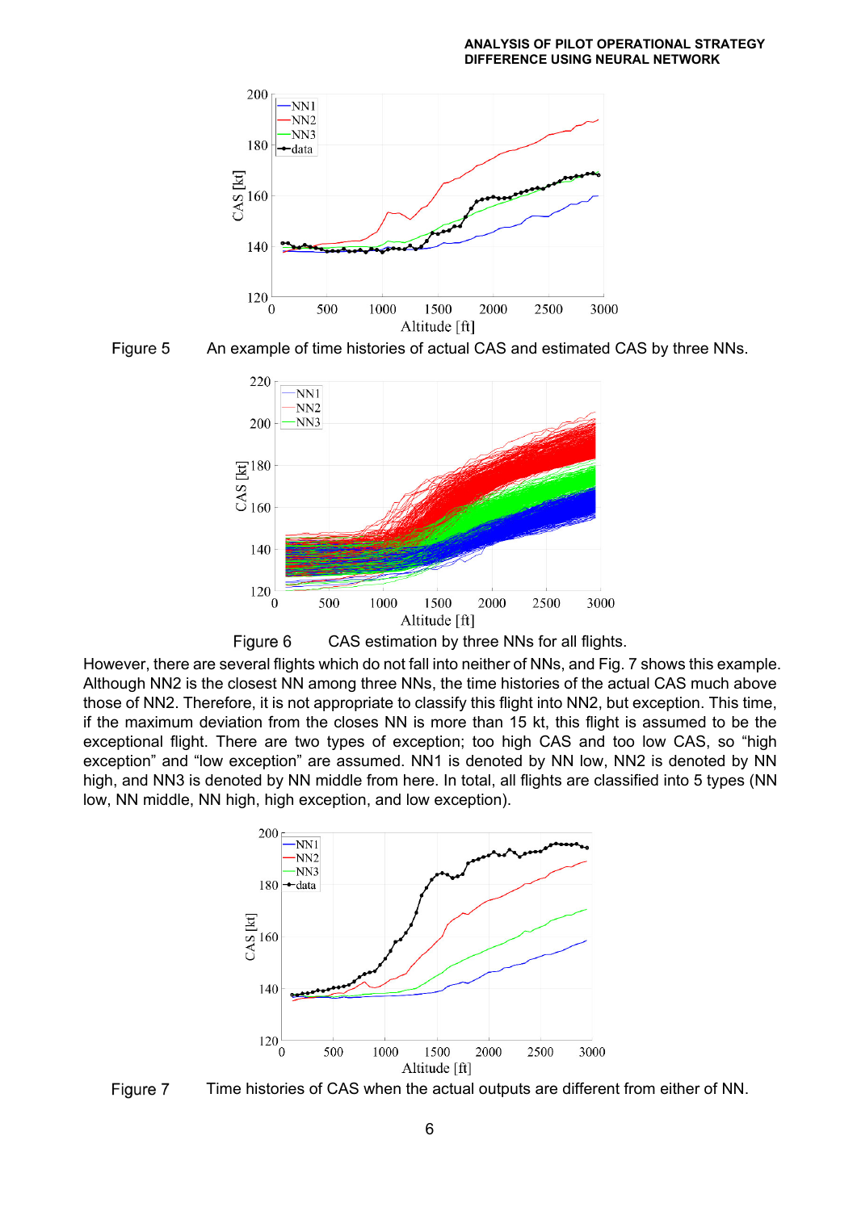Figure 5 An example of time histories of actual CAS and estimated CAS by three NNs.

Figure 6 CAS estimation by three NNs for all flights.

However, there are several flights which do not fall into neither of NNs, and Fig. 7 shows this example. Although NN2 is the closest NN among three NNs, the time histories of the actual CAS much above those of NN2. Therefore, it is not appropriate to classify this flight into NN2, but exception. This time, if the maximum deviation from the closes NN is more than 15 kt, this flight is assumed to be the exceptional flight. There are two types of exception; too high CAS and too low CAS, so "high exception" and "low exception" are assumed. NN1 is denoted by NN low, NN2 is denoted by NN high, and NN3 is denoted by NN middle from here. In total, all flights are classified into 5 types (NN low, NN middle, NN high, high exception, and low exception).

Figure 7 Time histories of CAS when the actual outputs are different from either of NN.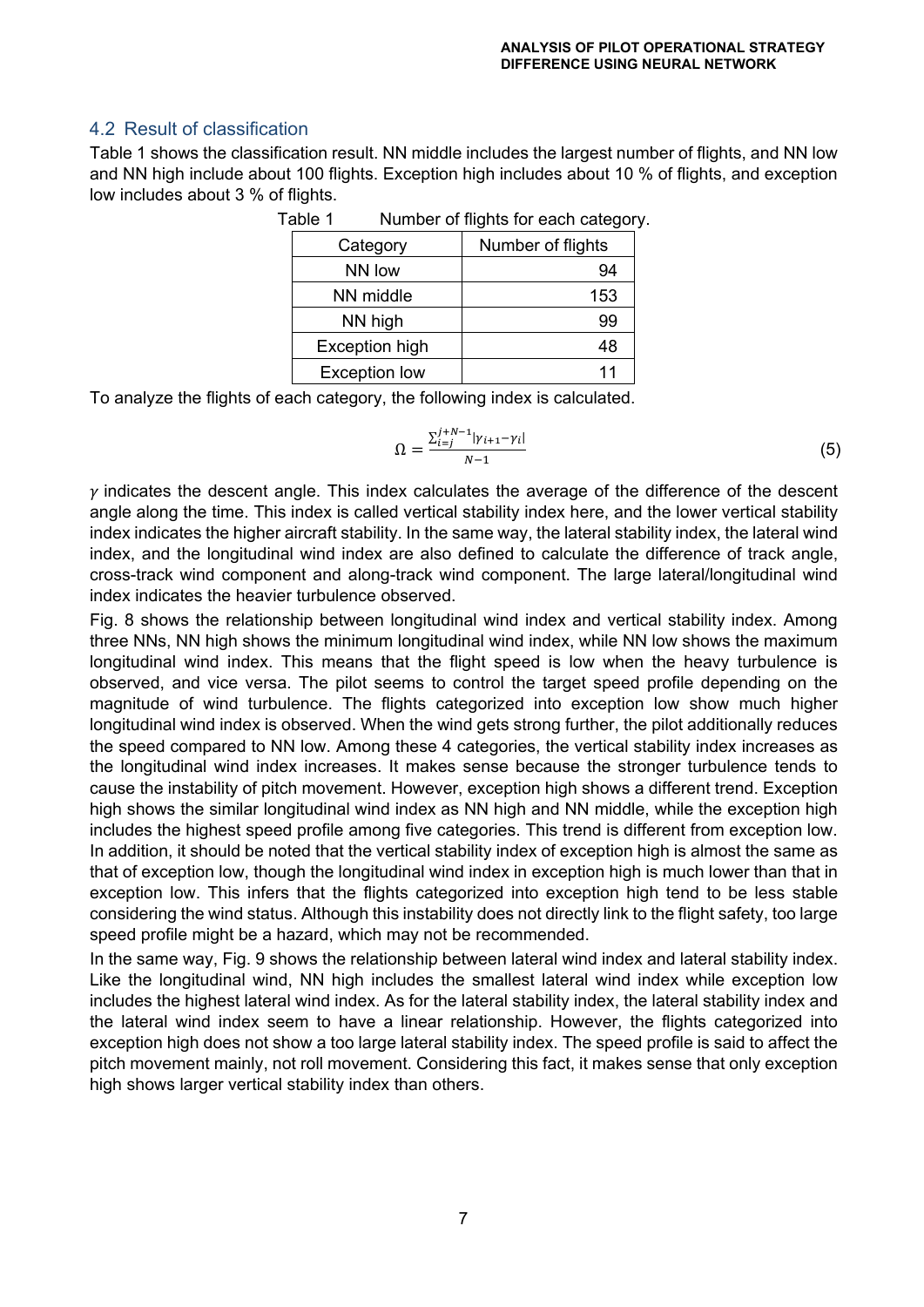### 4.2 Result of classification

Table 1 shows the classification result. NN middle includes the largest number of flights, and NN low and NN high include about 100 flights. Exception high includes about 10 % of flights, and exception low includes about 3 % of flights.

Table 1 Number of flights for each category.

| Category | Number of flights |
|---|---:|
| NN low | 94 |
| NN middle | 153 |
| NN high | 99 |
| Exception high | 48 |
| Exception low | 11 |

To analyze the flights of each category, the following index is calculated.

$$\Omega = \frac{\sum_{i=j}^{j+N-1} |\gamma_{i+1} - \gamma_i|}{N-1} \tag{5}$$

$\gamma$ indicates the descent angle. This index calculates the average of the difference of the descent angle along the time. This index is called vertical stability index here, and the lower vertical stability index indicates the higher aircraft stability. In the same way, the lateral stability index, the lateral wind index, and the longitudinal wind index are also defined to calculate the difference of track angle, cross-track wind component and along-track wind component. The large lateral/longitudinal wind index indicates the heavier turbulence observed.

Fig. 8 shows the relationship between longitudinal wind index and vertical stability index. Among three NNs, NN high shows the minimum longitudinal wind index, while NN low shows the maximum longitudinal wind index. This means that the flight speed is low when the heavy turbulence is observed, and vice versa. The pilot seems to control the target speed profile depending on the magnitude of wind turbulence. The flights categorized into exception low show much higher longitudinal wind index is observed. When the wind gets strong further, the pilot additionally reduces the speed compared to NN low. Among these 4 categories, the vertical stability index increases as the longitudinal wind index increases. It makes sense because the stronger turbulence tends to cause the instability of pitch movement. However, exception high shows a different trend. Exception high shows the similar longitudinal wind index as NN high and NN middle, while the exception high includes the highest speed profile among five categories. This trend is different from exception low. In addition, it should be noted that the vertical stability index of exception high is almost the same as that of exception low, though the longitudinal wind index in exception high is much lower than that in exception low. This infers that the flights categorized into exception high tend to be less stable considering the wind status. Although this instability does not directly link to the flight safety, too large speed profile might be a hazard, which may not be recommended.

In the same way, Fig. 9 shows the relationship between lateral wind index and lateral stability index. Like the longitudinal wind, NN high includes the smallest lateral wind index while exception low includes the highest lateral wind index. As for the lateral stability index, the lateral stability index and the lateral wind index seem to have a linear relationship. However, the flights categorized into exception high does not show a too large lateral stability index. The speed profile is said to affect the pitch movement mainly, not roll movement. Considering this fact, it makes sense that only exception high shows larger vertical stability index than others.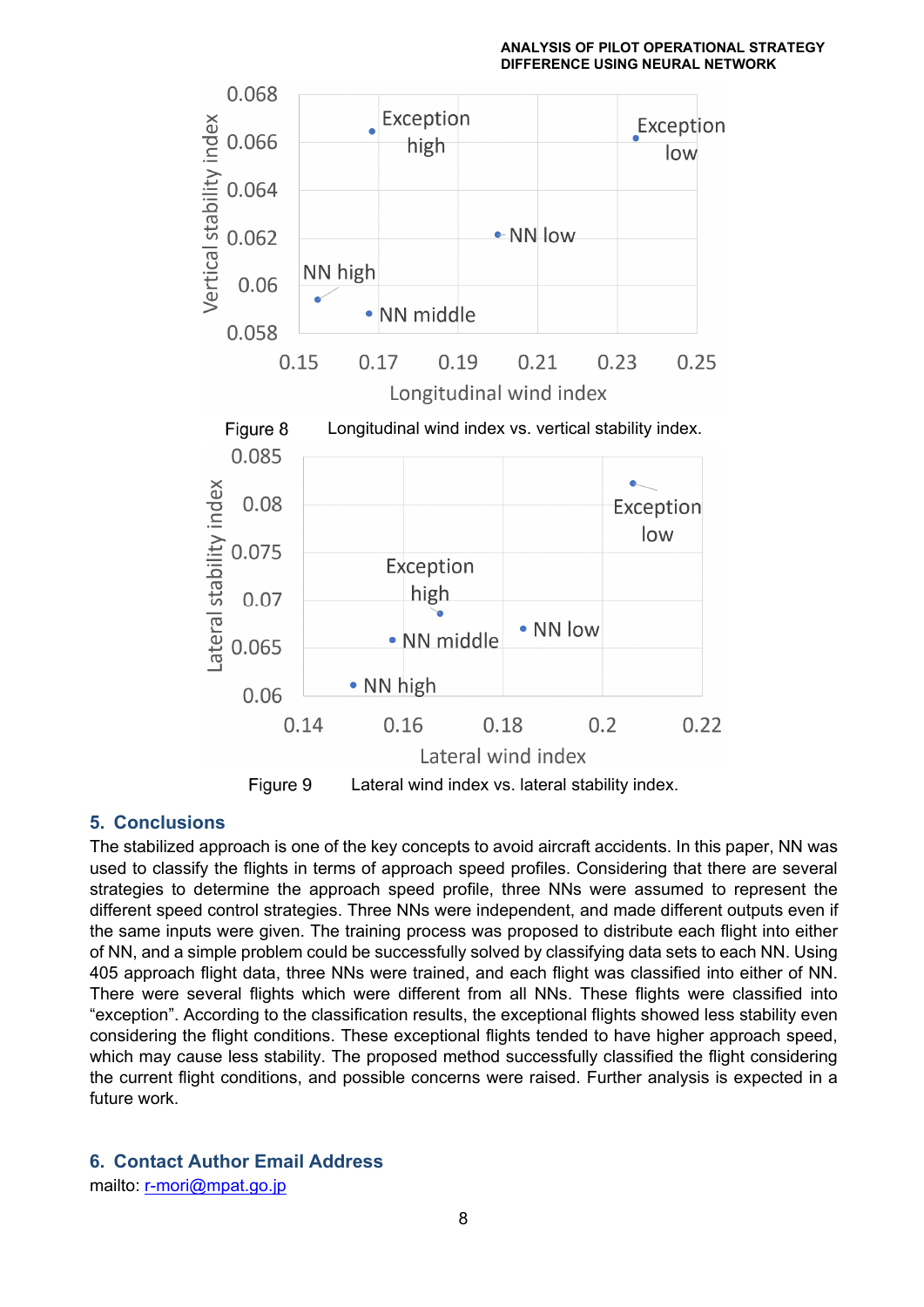Figure 8 Longitudinal wind index vs. vertical stability index.

Figure 9 Lateral wind index vs. lateral stability index.

## 5. Conclusions

The stabilized approach is one of the key concepts to avoid aircraft accidents. In this paper, NN was used to classify the flights in terms of approach speed profiles. Considering that there are several strategies to determine the approach speed profile, three NNs were assumed to represent the different speed control strategies. Three NNs were independent, and made different outputs even if the same inputs were given. The training process was proposed to distribute each flight into either of NN, and a simple problem could be successfully solved by classifying data sets to each NN. Using 405 approach flight data, three NNs were trained, and each flight was classified into either of NN. There were several flights which were different from all NNs. These flights were classified into "exception". According to the classification results, the exceptional flights showed less stability even considering the flight conditions. These exceptional flights tended to have higher approach speed, which may cause less stability. The proposed method successfully classified the flight considering the current flight conditions, and possible concerns were raised. Further analysis is expected in a future work.

## 6. Contact Author Email Address

mailto: r-mori@mpat.go.jp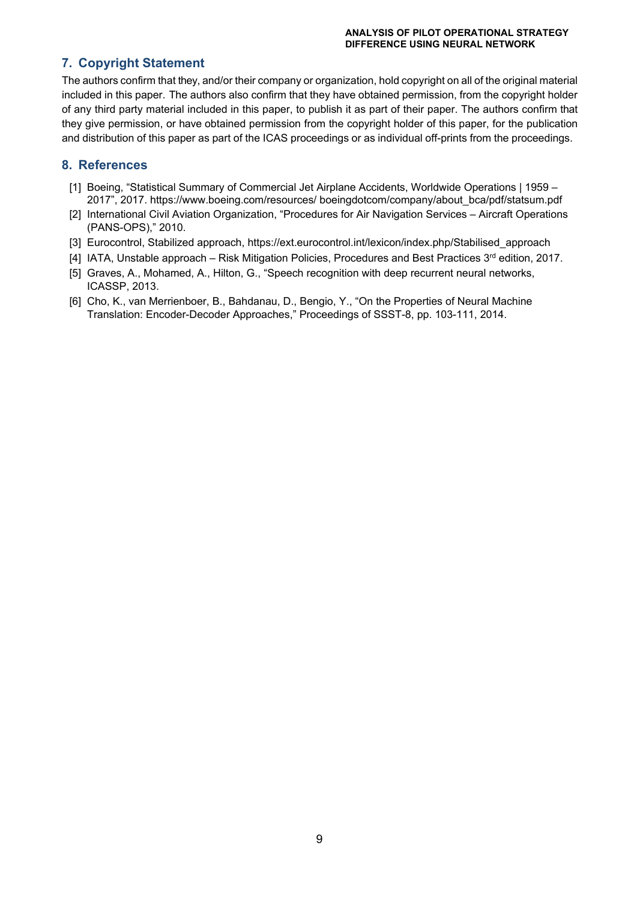## 7. Copyright Statement

The authors confirm that they, and/or their company or organization, hold copyright on all of the original material included in this paper. The authors also confirm that they have obtained permission, from the copyright holder of any third party material included in this paper, to publish it as part of their paper. The authors confirm that they give permission, or have obtained permission from the copyright holder of this paper, for the publication and distribution of this paper as part of the ICAS proceedings or as individual off-prints from the proceedings.

## 8. References

[1] Boeing, "Statistical Summary of Commercial Jet Airplane Accidents, Worldwide Operations | 1959 – 2017", 2017. https://www.boeing.com/resources/ boeingdotcom/company/about_bca/pdf/statsum.pdf

[2] International Civil Aviation Organization, "Procedures for Air Navigation Services – Aircraft Operations (PANS-OPS)," 2010.

[3] Eurocontrol, Stabilized approach, https://ext.eurocontrol.int/lexicon/index.php/Stabilised_approach

[4] IATA, Unstable approach – Risk Mitigation Policies, Procedures and Best Practices 3rd edition, 2017.

[5] Graves, A., Mohamed, A., Hilton, G., "Speech recognition with deep recurrent neural networks, ICASSP, 2013.

[6] Cho, K., van Merrienboer, B., Bahdanau, D., Bengio, Y., "On the Properties of Neural Machine Translation: Encoder-Decoder Approaches," Proceedings of SSST-8, pp. 103-111, 2014.